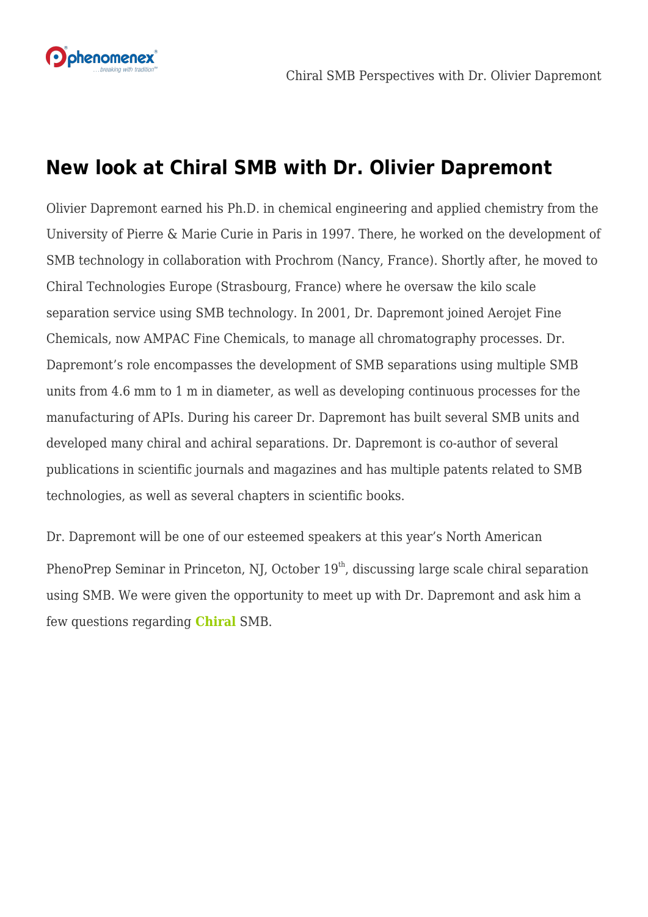# New look at Chiral SMB with Dr. Olivier Dapremont

Olivier Dapremont earned his Ph.D. in chemical engineering and applied chemistry from the University of Pierre & Marie Curie in Paris in 1997. There, he worked on the development of SMB technology in collaboration with Prochrom (Nancy, France). Shortly after, he moved to Chiral Technologies Europe (Strasbourg, France) where he oversaw the kilo scale separation service using SMB technology. In 2001, Dr. Dapremont joined Aerojet Fine Chemicals, now AMPAC Fine Chemicals, to manage all chromatography processes. Dr. Dapremont's role encompasses the development of SMB separations using multiple SMB units from 4.6 mm to 1 m in diameter, as well as developing continuous processes for the manufacturing of APIs. During his career Dr. Dapremont has built several SMB units and developed many chiral and achiral separations. Dr. Dapremont is co-author of several publications in scientific journals and magazines and has multiple patents related to SMB technologies, as well as several chapters in scientific books.

Dr. Dapremont will be one of our esteemed speakers at this year's North American PhenoPrep Seminar in Princeton, NJ, October 19th, discussing large scale chiral separation using SMB. We were given the opportunity to meet up with Dr. Dapremont and ask him a few questions regarding **Chiral** SMB.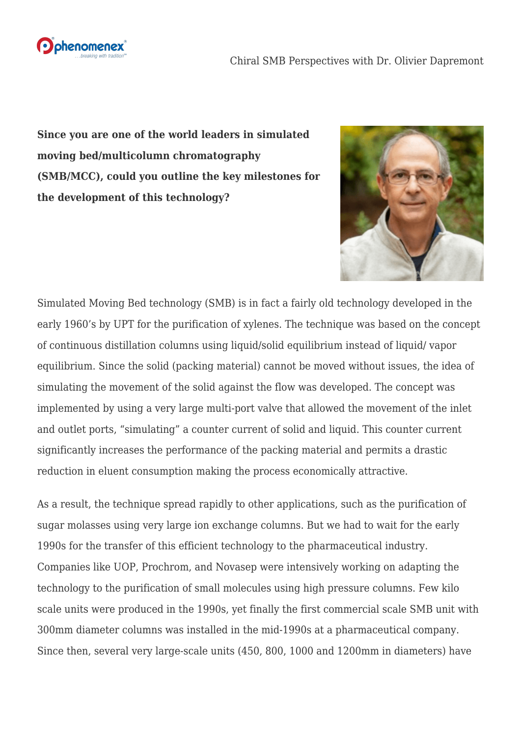**Since you are one of the world leaders in simulated moving bed/multicolumn chromatography (SMB/MCC), could you outline the key milestones for the development of this technology?**

Simulated Moving Bed technology (SMB) is in fact a fairly old technology developed in the early 1960's by UPT for the purification of xylenes. The technique was based on the concept of continuous distillation columns using liquid/solid equilibrium instead of liquid/ vapor equilibrium. Since the solid (packing material) cannot be moved without issues, the idea of simulating the movement of the solid against the flow was developed. The concept was implemented by using a very large multi-port valve that allowed the movement of the inlet and outlet ports, "simulating" a counter current of solid and liquid. This counter current significantly increases the performance of the packing material and permits a drastic reduction in eluent consumption making the process economically attractive.

As a result, the technique spread rapidly to other applications, such as the purification of sugar molasses using very large ion exchange columns. But we had to wait for the early 1990s for the transfer of this efficient technology to the pharmaceutical industry. Companies like UOP, Prochrom, and Novasep were intensively working on adapting the technology to the purification of small molecules using high pressure columns. Few kilo scale units were produced in the 1990s, yet finally the first commercial scale SMB unit with 300mm diameter columns was installed in the mid-1990s at a pharmaceutical company. Since then, several very large-scale units (450, 800, 1000 and 1200mm in diameters) have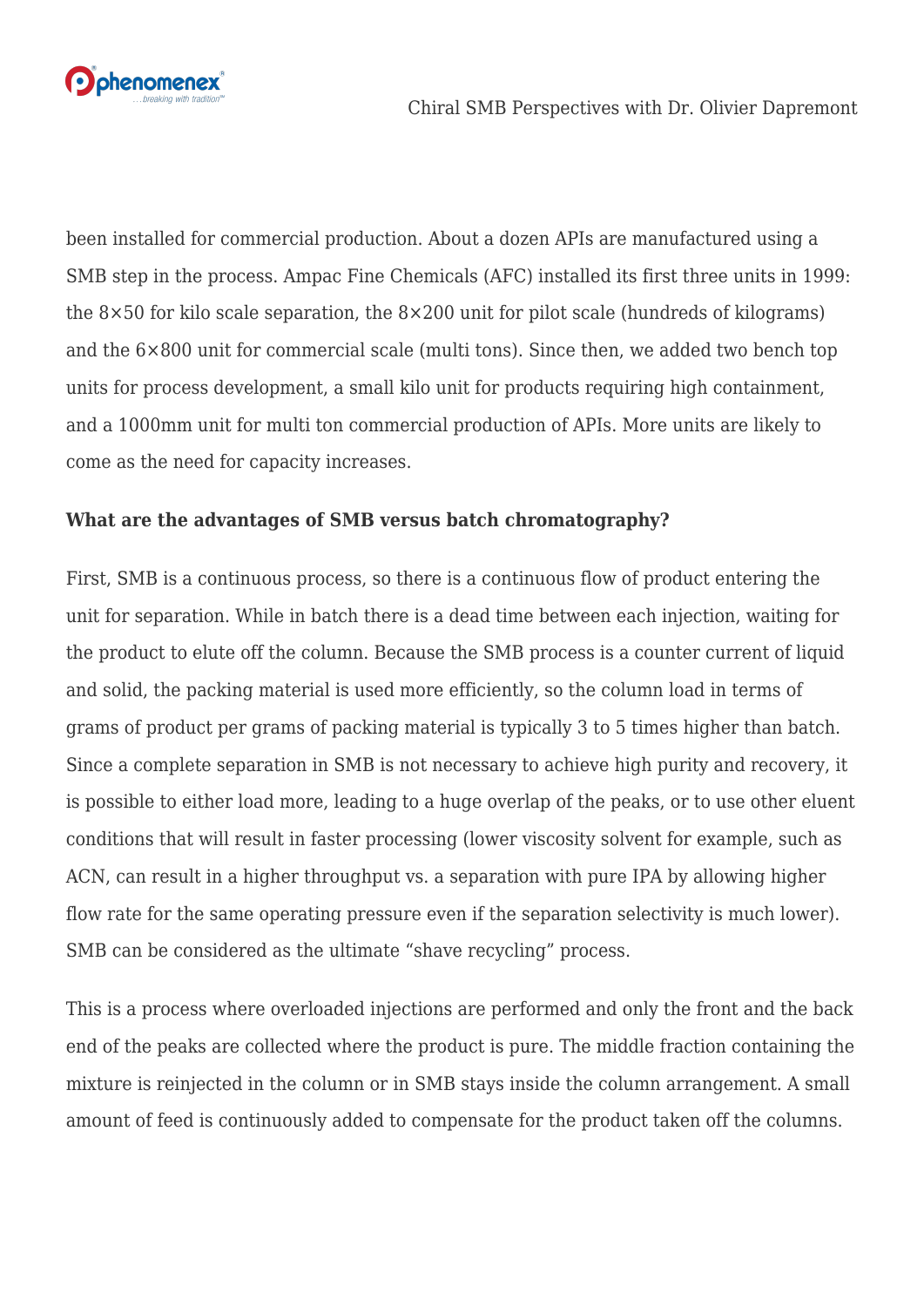been installed for commercial production. About a dozen APIs are manufactured using a SMB step in the process. Ampac Fine Chemicals (AFC) installed its first three units in 1999: the 8×50 for kilo scale separation, the 8×200 unit for pilot scale (hundreds of kilograms) and the 6×800 unit for commercial scale (multi tons). Since then, we added two bench top units for process development, a small kilo unit for products requiring high containment, and a 1000mm unit for multi ton commercial production of APIs. More units are likely to come as the need for capacity increases.

**What are the advantages of SMB versus batch chromatography?**

First, SMB is a continuous process, so there is a continuous flow of product entering the unit for separation. While in batch there is a dead time between each injection, waiting for the product to elute off the column. Because the SMB process is a counter current of liquid and solid, the packing material is used more efficiently, so the column load in terms of grams of product per grams of packing material is typically 3 to 5 times higher than batch. Since a complete separation in SMB is not necessary to achieve high purity and recovery, it is possible to either load more, leading to a huge overlap of the peaks, or to use other eluent conditions that will result in faster processing (lower viscosity solvent for example, such as ACN, can result in a higher throughput vs. a separation with pure IPA by allowing higher flow rate for the same operating pressure even if the separation selectivity is much lower). SMB can be considered as the ultimate "shave recycling" process.

This is a process where overloaded injections are performed and only the front and the back end of the peaks are collected where the product is pure. The middle fraction containing the mixture is reinjected in the column or in SMB stays inside the column arrangement. A small amount of feed is continuously added to compensate for the product taken off the columns.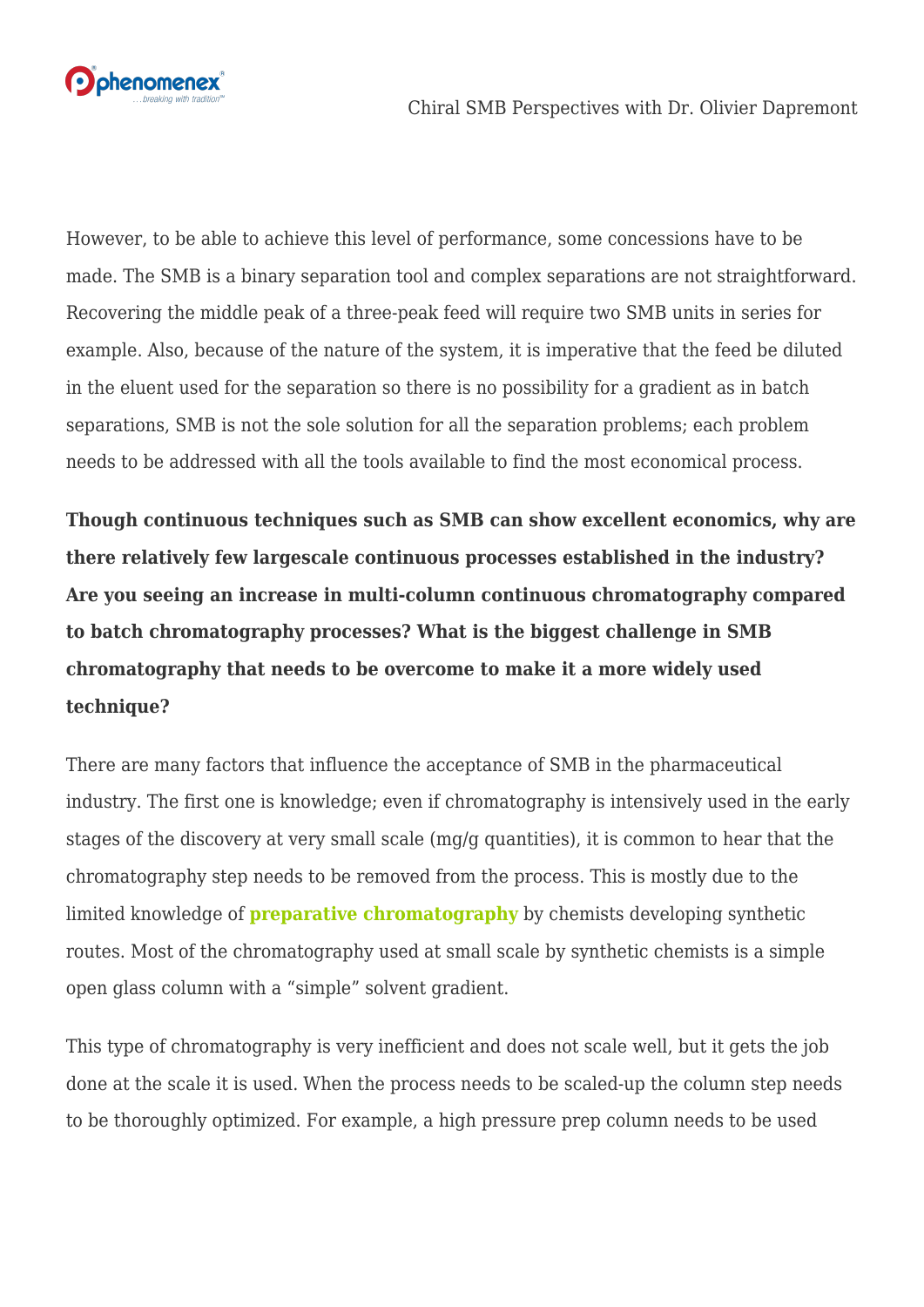However, to be able to achieve this level of performance, some concessions have to be made. The SMB is a binary separation tool and complex separations are not straightforward. Recovering the middle peak of a three-peak feed will require two SMB units in series for example. Also, because of the nature of the system, it is imperative that the feed be diluted in the eluent used for the separation so there is no possibility for a gradient as in batch separations, SMB is not the sole solution for all the separation problems; each problem needs to be addressed with all the tools available to find the most economical process.

**Though continuous techniques such as SMB can show excellent economics, why are there relatively few largescale continuous processes established in the industry? Are you seeing an increase in multi-column continuous chromatography compared to batch chromatography processes? What is the biggest challenge in SMB chromatography that needs to be overcome to make it a more widely used technique?**

There are many factors that influence the acceptance of SMB in the pharmaceutical industry. The first one is knowledge; even if chromatography is intensively used in the early stages of the discovery at very small scale (mg/g quantities), it is common to hear that the chromatography step needs to be removed from the process. This is mostly due to the limited knowledge of **preparative chromatography** by chemists developing synthetic routes. Most of the chromatography used at small scale by synthetic chemists is a simple open glass column with a "simple" solvent gradient.

This type of chromatography is very inefficient and does not scale well, but it gets the job done at the scale it is used. When the process needs to be scaled-up the column step needs to be thoroughly optimized. For example, a high pressure prep column needs to be used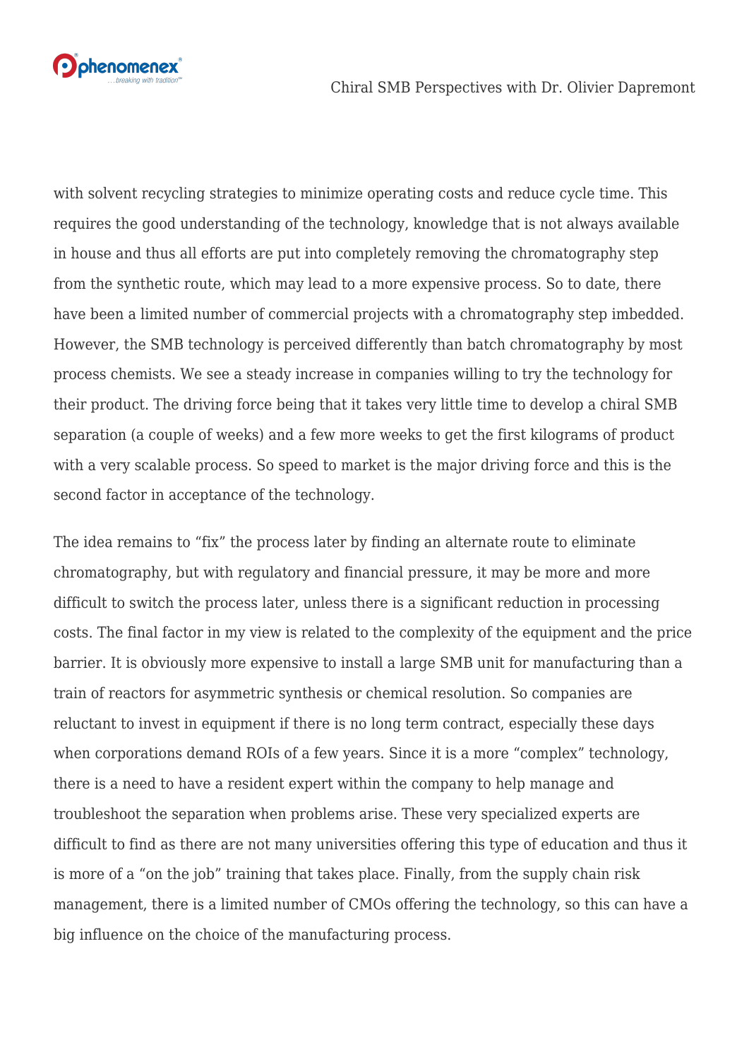with solvent recycling strategies to minimize operating costs and reduce cycle time. This requires the good understanding of the technology, knowledge that is not always available in house and thus all efforts are put into completely removing the chromatography step from the synthetic route, which may lead to a more expensive process. So to date, there have been a limited number of commercial projects with a chromatography step imbedded. However, the SMB technology is perceived differently than batch chromatography by most process chemists. We see a steady increase in companies willing to try the technology for their product. The driving force being that it takes very little time to develop a chiral SMB separation (a couple of weeks) and a few more weeks to get the first kilograms of product with a very scalable process. So speed to market is the major driving force and this is the second factor in acceptance of the technology.

The idea remains to "fix" the process later by finding an alternate route to eliminate chromatography, but with regulatory and financial pressure, it may be more and more difficult to switch the process later, unless there is a significant reduction in processing costs. The final factor in my view is related to the complexity of the equipment and the price barrier. It is obviously more expensive to install a large SMB unit for manufacturing than a train of reactors for asymmetric synthesis or chemical resolution. So companies are reluctant to invest in equipment if there is no long term contract, especially these days when corporations demand ROIs of a few years. Since it is a more "complex" technology, there is a need to have a resident expert within the company to help manage and troubleshoot the separation when problems arise. These very specialized experts are difficult to find as there are not many universities offering this type of education and thus it is more of a "on the job" training that takes place. Finally, from the supply chain risk management, there is a limited number of CMOs offering the technology, so this can have a big influence on the choice of the manufacturing process.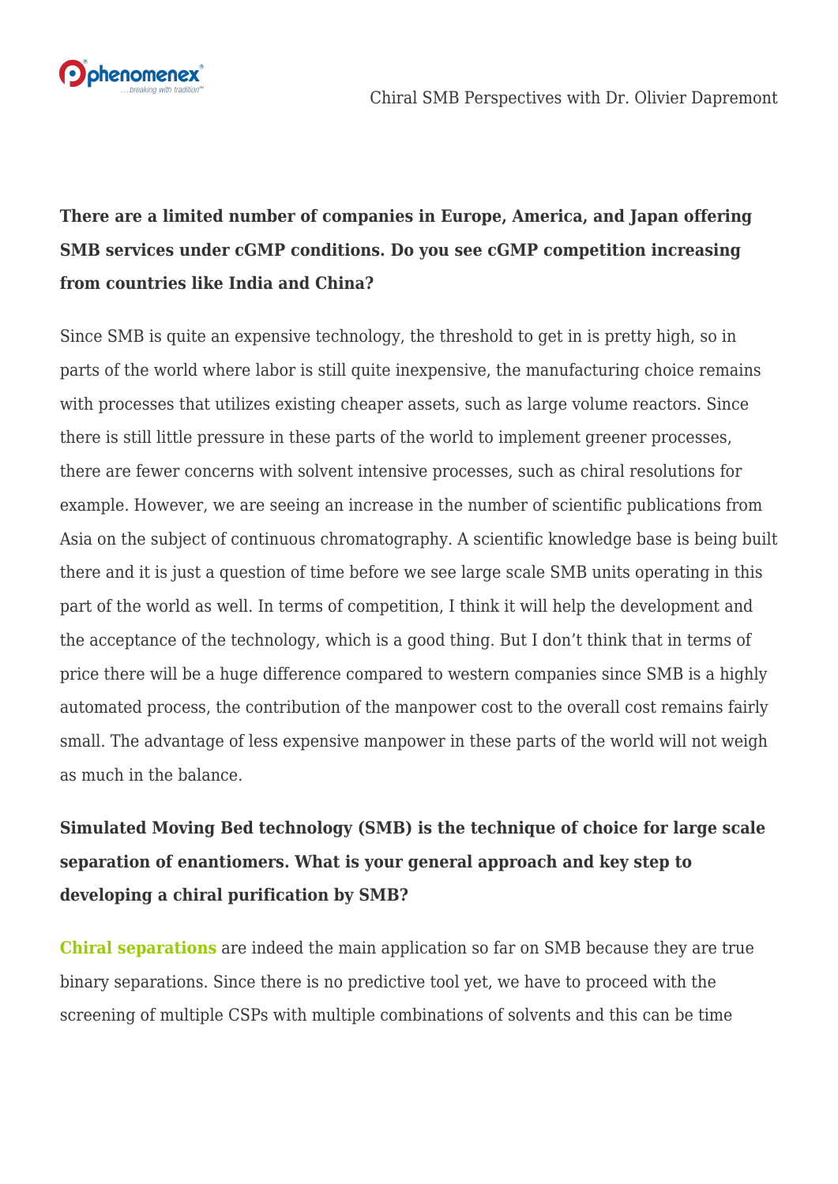**There are a limited number of companies in Europe, America, and Japan offering SMB services under cGMP conditions. Do you see cGMP competition increasing from countries like India and China?**

Since SMB is quite an expensive technology, the threshold to get in is pretty high, so in parts of the world where labor is still quite inexpensive, the manufacturing choice remains with processes that utilizes existing cheaper assets, such as large volume reactors. Since there is still little pressure in these parts of the world to implement greener processes, there are fewer concerns with solvent intensive processes, such as chiral resolutions for example. However, we are seeing an increase in the number of scientific publications from Asia on the subject of continuous chromatography. A scientific knowledge base is being built there and it is just a question of time before we see large scale SMB units operating in this part of the world as well. In terms of competition, I think it will help the development and the acceptance of the technology, which is a good thing. But I don't think that in terms of price there will be a huge difference compared to western companies since SMB is a highly automated process, the contribution of the manpower cost to the overall cost remains fairly small. The advantage of less expensive manpower in these parts of the world will not weigh as much in the balance.

**Simulated Moving Bed technology (SMB) is the technique of choice for large scale separation of enantiomers. What is your general approach and key step to developing a chiral purification by SMB?**

**Chiral separations** are indeed the main application so far on SMB because they are true binary separations. Since there is no predictive tool yet, we have to proceed with the screening of multiple CSPs with multiple combinations of solvents and this can be time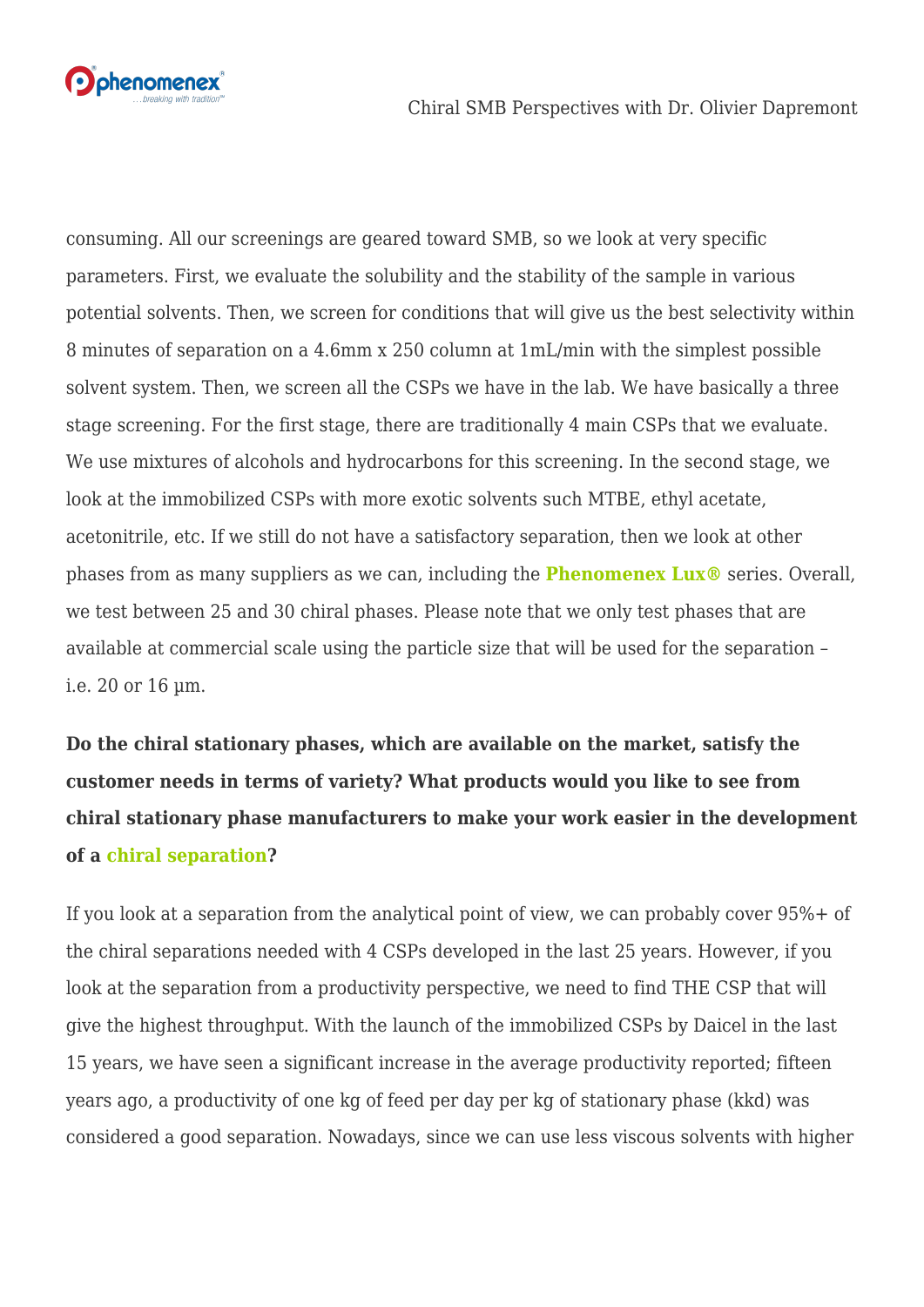consuming. All our screenings are geared toward SMB, so we look at very specific parameters. First, we evaluate the solubility and the stability of the sample in various potential solvents. Then, we screen for conditions that will give us the best selectivity within 8 minutes of separation on a 4.6mm x 250 column at 1mL/min with the simplest possible solvent system. Then, we screen all the CSPs we have in the lab. We have basically a three stage screening. For the first stage, there are traditionally 4 main CSPs that we evaluate. We use mixtures of alcohols and hydrocarbons for this screening. In the second stage, we look at the immobilized CSPs with more exotic solvents such MTBE, ethyl acetate, acetonitrile, etc. If we still do not have a satisfactory separation, then we look at other phases from as many suppliers as we can, including the **Phenomenex Lux®** series. Overall, we test between 25 and 30 chiral phases. Please note that we only test phases that are available at commercial scale using the particle size that will be used for the separation – i.e. 20 or 16 µm.

**Do the chiral stationary phases, which are available on the market, satisfy the customer needs in terms of variety? What products would you like to see from chiral stationary phase manufacturers to make your work easier in the development of a chiral separation?**

If you look at a separation from the analytical point of view, we can probably cover 95%+ of the chiral separations needed with 4 CSPs developed in the last 25 years. However, if you look at the separation from a productivity perspective, we need to find THE CSP that will give the highest throughput. With the launch of the immobilized CSPs by Daicel in the last 15 years, we have seen a significant increase in the average productivity reported; fifteen years ago, a productivity of one kg of feed per day per kg of stationary phase (kkd) was considered a good separation. Nowadays, since we can use less viscous solvents with higher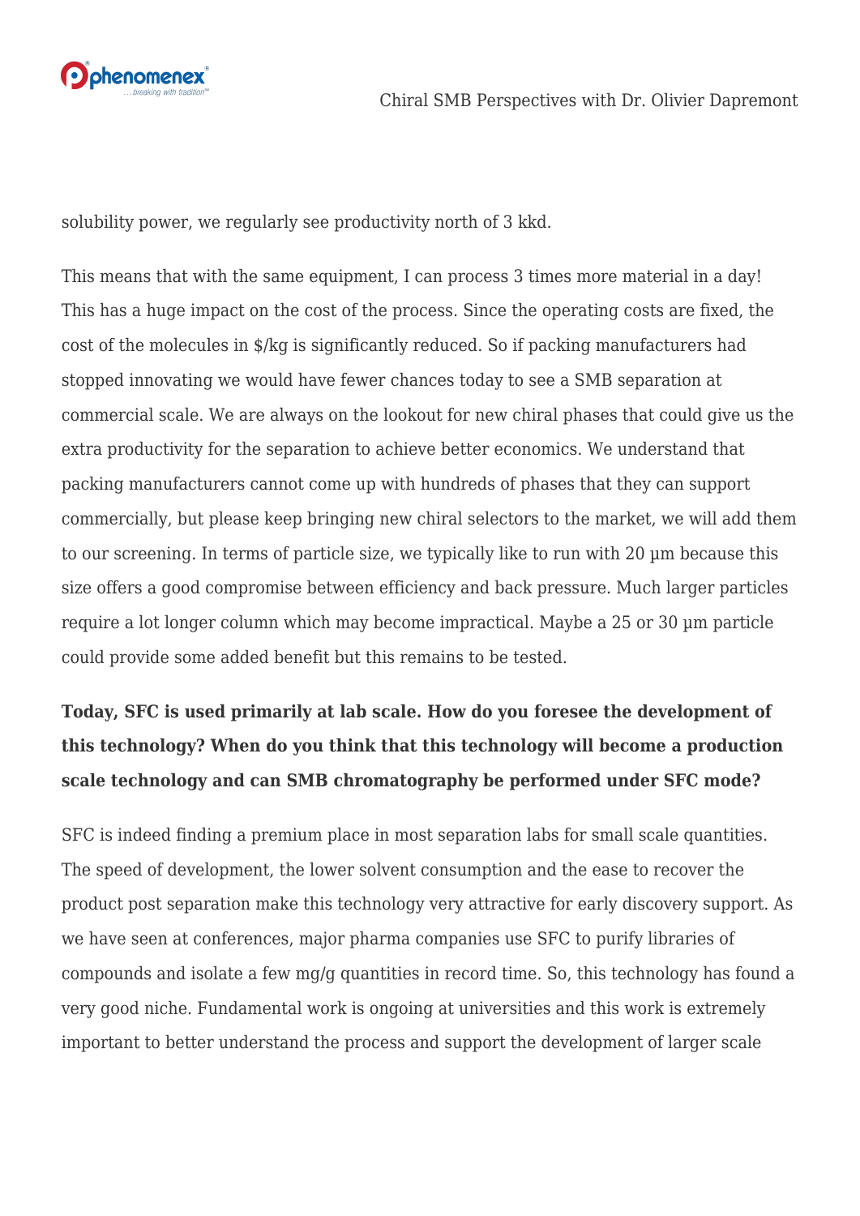solubility power, we regularly see productivity north of 3 kkd.

This means that with the same equipment, I can process 3 times more material in a day! This has a huge impact on the cost of the process. Since the operating costs are fixed, the cost of the molecules in $/kg is significantly reduced. So if packing manufacturers had stopped innovating we would have fewer chances today to see a SMB separation at commercial scale. We are always on the lookout for new chiral phases that could give us the extra productivity for the separation to achieve better economics. We understand that packing manufacturers cannot come up with hundreds of phases that they can support commercially, but please keep bringing new chiral selectors to the market, we will add them to our screening. In terms of particle size, we typically like to run with 20 µm because this size offers a good compromise between efficiency and back pressure. Much larger particles require a lot longer column which may become impractical. Maybe a 25 or 30 µm particle could provide some added benefit but this remains to be tested.

**Today, SFC is used primarily at lab scale. How do you foresee the development of this technology? When do you think that this technology will become a production scale technology and can SMB chromatography be performed under SFC mode?**

SFC is indeed finding a premium place in most separation labs for small scale quantities. The speed of development, the lower solvent consumption and the ease to recover the product post separation make this technology very attractive for early discovery support. As we have seen at conferences, major pharma companies use SFC to purify libraries of compounds and isolate a few mg/g quantities in record time. So, this technology has found a very good niche. Fundamental work is ongoing at universities and this work is extremely important to better understand the process and support the development of larger scale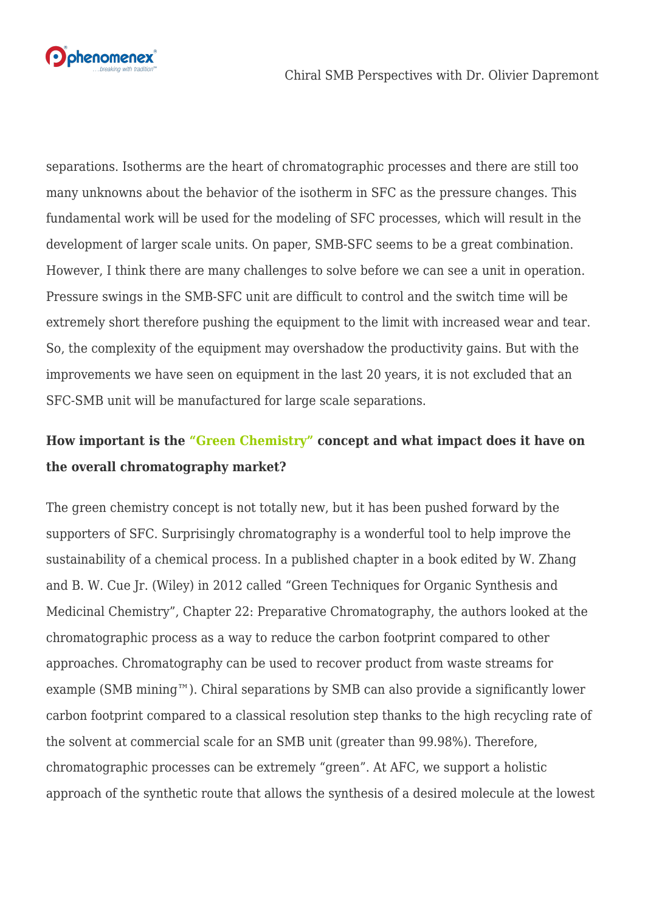separations. Isotherms are the heart of chromatographic processes and there are still too many unknowns about the behavior of the isotherm in SFC as the pressure changes. This fundamental work will be used for the modeling of SFC processes, which will result in the development of larger scale units. On paper, SMB-SFC seems to be a great combination. However, I think there are many challenges to solve before we can see a unit in operation. Pressure swings in the SMB-SFC unit are difficult to control and the switch time will be extremely short therefore pushing the equipment to the limit with increased wear and tear. So, the complexity of the equipment may overshadow the productivity gains. But with the improvements we have seen on equipment in the last 20 years, it is not excluded that an SFC-SMB unit will be manufactured for large scale separations.

**How important is the "Green Chemistry" concept and what impact does it have on the overall chromatography market?**

The green chemistry concept is not totally new, but it has been pushed forward by the supporters of SFC. Surprisingly chromatography is a wonderful tool to help improve the sustainability of a chemical process. In a published chapter in a book edited by W. Zhang and B. W. Cue Jr. (Wiley) in 2012 called "Green Techniques for Organic Synthesis and Medicinal Chemistry", Chapter 22: Preparative Chromatography, the authors looked at the chromatographic process as a way to reduce the carbon footprint compared to other approaches. Chromatography can be used to recover product from waste streams for example (SMB mining™). Chiral separations by SMB can also provide a significantly lower carbon footprint compared to a classical resolution step thanks to the high recycling rate of the solvent at commercial scale for an SMB unit (greater than 99.98%). Therefore, chromatographic processes can be extremely "green". At AFC, we support a holistic approach of the synthetic route that allows the synthesis of a desired molecule at the lowest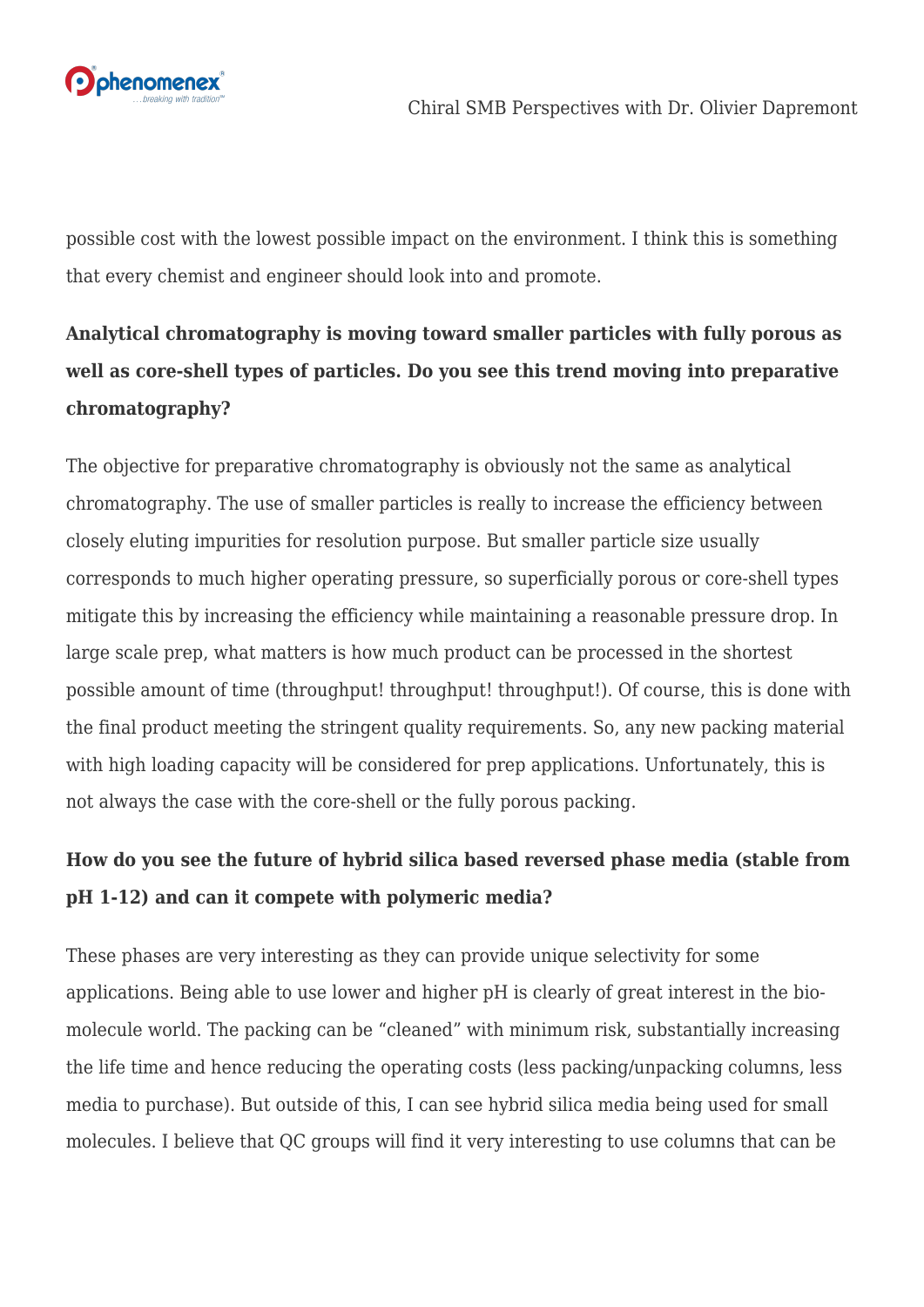possible cost with the lowest possible impact on the environment. I think this is something that every chemist and engineer should look into and promote.

**Analytical chromatography is moving toward smaller particles with fully porous as well as core-shell types of particles. Do you see this trend moving into preparative chromatography?**

The objective for preparative chromatography is obviously not the same as analytical chromatography. The use of smaller particles is really to increase the efficiency between closely eluting impurities for resolution purpose. But smaller particle size usually corresponds to much higher operating pressure, so superficially porous or core-shell types mitigate this by increasing the efficiency while maintaining a reasonable pressure drop. In large scale prep, what matters is how much product can be processed in the shortest possible amount of time (throughput! throughput! throughput!). Of course, this is done with the final product meeting the stringent quality requirements. So, any new packing material with high loading capacity will be considered for prep applications. Unfortunately, this is not always the case with the core-shell or the fully porous packing.

**How do you see the future of hybrid silica based reversed phase media (stable from pH 1-12) and can it compete with polymeric media?**

These phases are very interesting as they can provide unique selectivity for some applications. Being able to use lower and higher pH is clearly of great interest in the bio-molecule world. The packing can be "cleaned" with minimum risk, substantially increasing the life time and hence reducing the operating costs (less packing/unpacking columns, less media to purchase). But outside of this, I can see hybrid silica media being used for small molecules. I believe that QC groups will find it very interesting to use columns that can be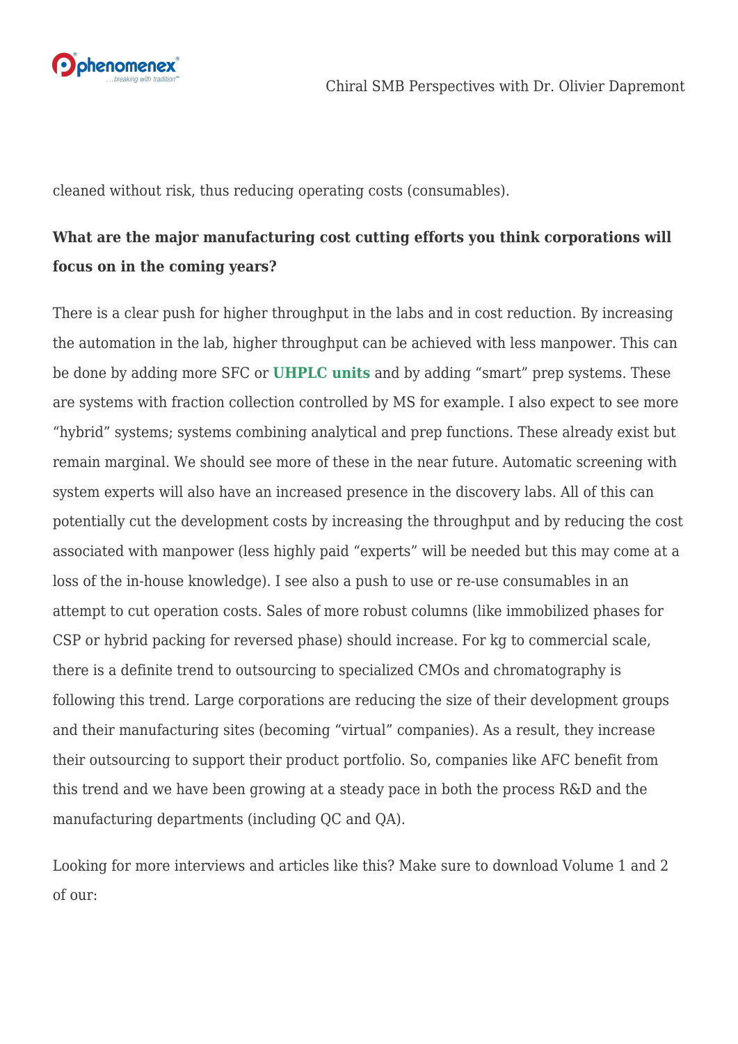cleaned without risk, thus reducing operating costs (consumables).

**What are the major manufacturing cost cutting efforts you think corporations will focus on in the coming years?**

There is a clear push for higher throughput in the labs and in cost reduction. By increasing the automation in the lab, higher throughput can be achieved with less manpower. This can be done by adding more SFC or **UHPLC units** and by adding "smart" prep systems. These are systems with fraction collection controlled by MS for example. I also expect to see more "hybrid" systems; systems combining analytical and prep functions. These already exist but remain marginal. We should see more of these in the near future. Automatic screening with system experts will also have an increased presence in the discovery labs. All of this can potentially cut the development costs by increasing the throughput and by reducing the cost associated with manpower (less highly paid "experts" will be needed but this may come at a loss of the in-house knowledge). I see also a push to use or re-use consumables in an attempt to cut operation costs. Sales of more robust columns (like immobilized phases for CSP or hybrid packing for reversed phase) should increase. For kg to commercial scale, there is a definite trend to outsourcing to specialized CMOs and chromatography is following this trend. Large corporations are reducing the size of their development groups and their manufacturing sites (becoming "virtual" companies). As a result, they increase their outsourcing to support their product portfolio. So, companies like AFC benefit from this trend and we have been growing at a steady pace in both the process R&D and the manufacturing departments (including QC and QA).

Looking for more interviews and articles like this? Make sure to download Volume 1 and 2 of our: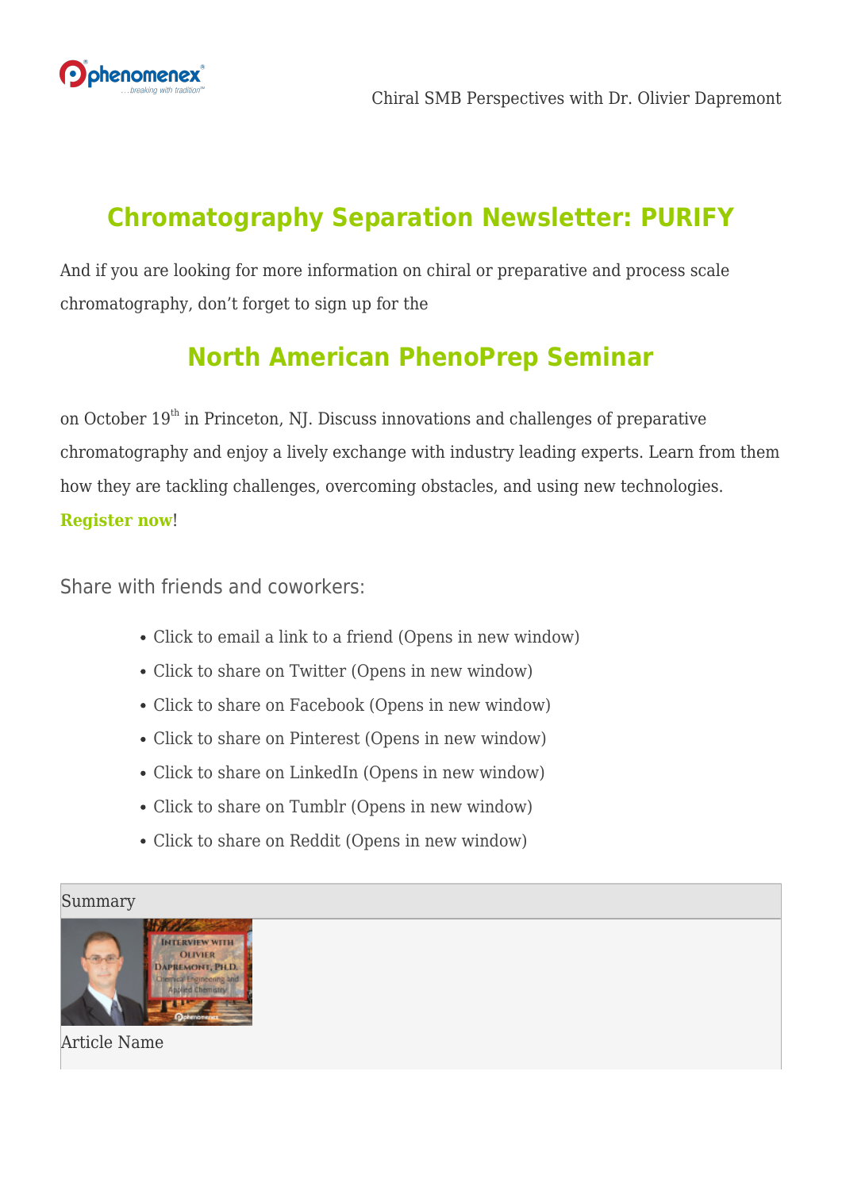## Chromatography Separation Newsletter: PURIFY

And if you are looking for more information on chiral or preparative and process scale chromatography, don't forget to sign up for the

## North American PhenoPrep Seminar

on October 19th in Princeton, NJ. Discuss innovations and challenges of preparative chromatography and enjoy a lively exchange with industry leading experts. Learn from them how they are tackling challenges, overcoming obstacles, and using new technologies. **Register now**!

Share with friends and coworkers:

- Click to email a link to a friend (Opens in new window)
- Click to share on Twitter (Opens in new window)
- Click to share on Facebook (Opens in new window)
- Click to share on Pinterest (Opens in new window)
- Click to share on LinkedIn (Opens in new window)
- Click to share on Tumblr (Opens in new window)
- Click to share on Reddit (Opens in new window)

Summary

Article Name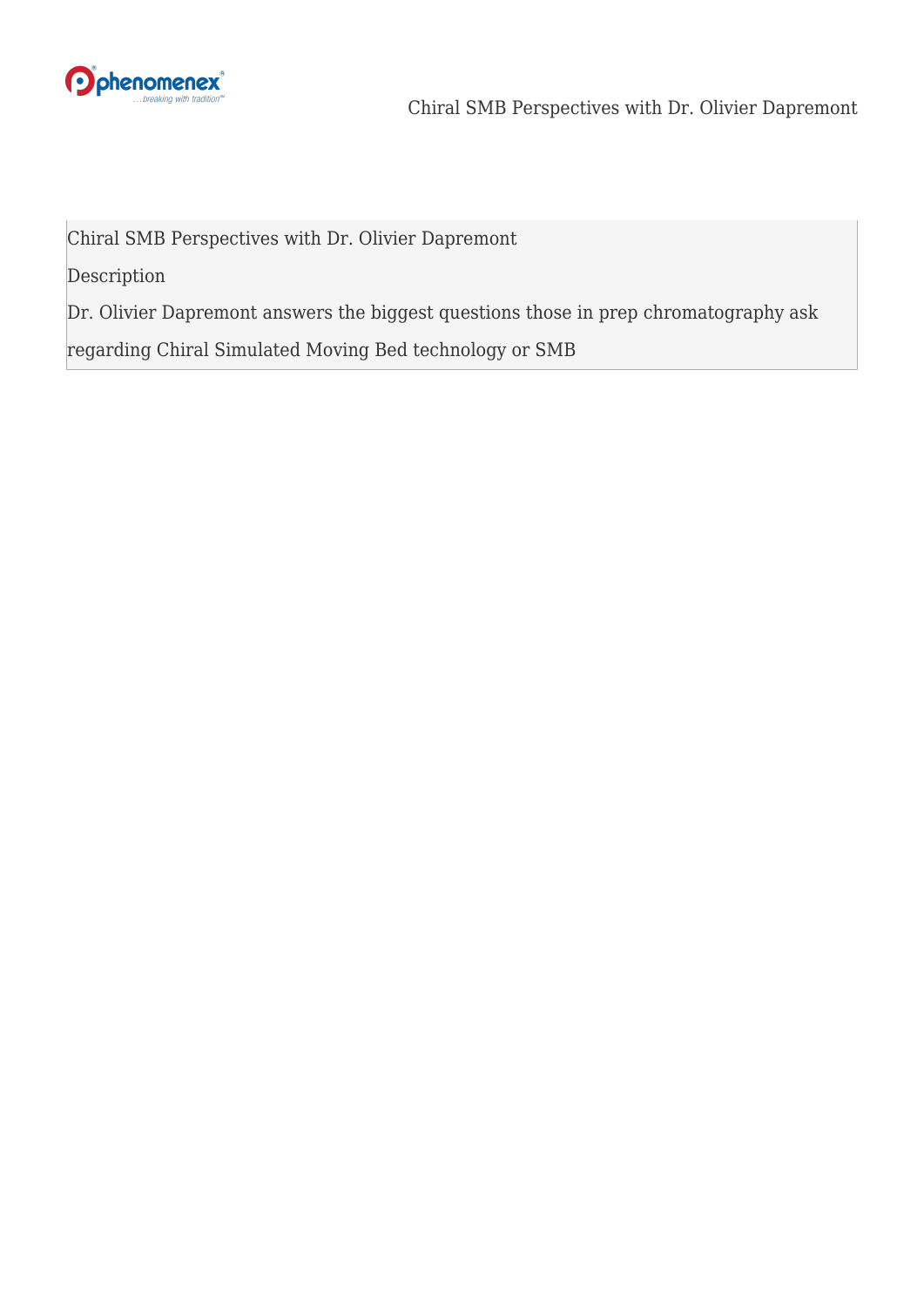Chiral SMB Perspectives with Dr. Olivier Dapremont

Description

Dr. Olivier Dapremont answers the biggest questions those in prep chromatography ask regarding Chiral Simulated Moving Bed technology or SMB